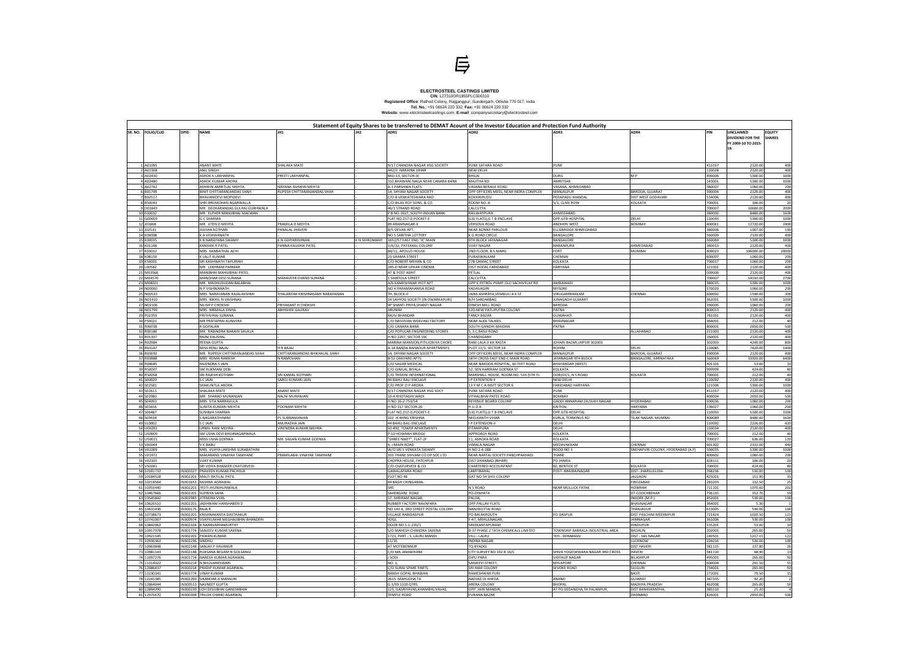# ELECTROSTEEL CASTINGS LIMITED

**CIN**: L27310OR1955PLC000310

**Registered Office**: Rathod Colony, Rajgangpur, Sundergarh, Odisha 770 017, India

**Tel. No.**: +91 06624 220 332; **Fax**: +91 06624 220 332

**Website**: www.electrosteelcastings.com; **E-mail**: companysecretary@electrosteel.com

## Statement of Equity Shares to be transferred to DEMAT Account of the Investor Education and Protection Fund Authority

| SR. NO. | FOLIO/CLID | DPID | NAME | JH1 | JH2 | ADR1 | ADR2 | ADR3 | ADR4 | PIN | UNCLAIMED DIVIDEND FOR THE FY 2009-10 TO 2015-16 | EQUITY SHARES |
|---|---|---|---|---|---|---|---|---|---|---|---|---|
| 1 | A01095 | | ANANT MATE | SHALAKA MATE | - | 9/17 CHANDRA NAGAR HSG SOCIETY | PUNE SATARA ROAD | PUNE | | 411037 | 2120.00 | 400 |
| 2 | A01308 | | ANIL SINGH | - | - | A42/II NARAINA VIHAR | NEW DELHI | | | 110028 | 2120.00 | 400 |
| 3 | A02430 | | ASHOK K LAKHANPAL | PREETI LAKHANPAL | - | BKD-13, SECTOR-IX | BHILAI | DURG | M P | 490006 | 5300.00 | 1000 |
| 4 | A02480 | | ASHOK KUMAR ARORA | - | - | 310 BHAWANI NAGA NEAR CANARA BANK | MAJITHA RD | AMRITSAR | | 143001 | 5300.00 | 1000 |
| 5 | A02742 | | ASHWIN AMRITLAL MEHTA | NAYANA ASHWIN MEHTA | - | A-1 PARSHWA FLATS | VASANA BERAGE ROAD | VASANA, AHMEDABAD | | 380007 | 1060.00 | 200 |
| 6 | B01799 | | BINIT CHITTARANJANDAS SHAH | RUPESH CHITTARANJANDAS SHAH | - | 14, SHYAM NAGAR SOCIETY | OPP OFFICERS MESS, NEAR INDRA COMPLEX | MANJALPUR | BARODA, GUJARAT | 390004 | 2120.00 | 400 |
| 7 | B02517 | | BHAVANIDEVI MOPIDEVI | - | - | C/O B VENKATESWARA RAO | KOKKIRIPUDI | PEDAPADU MANDAL | DIST WEST GODAVARI | 534006 | 2120.00 | 400 |
| 8 | B50043 | | SHRI BRIJMOHAN AGARWALLA | - | - | C/O BILAS ROY SONS. & CO. | ROOM NO.-6 | 5/1, CLIVE ROW | KOLKATA | 700001 | 106.00 | 20 |
| 9 | D01843 | | MR DEOKARANDAS GULRAJ GURHWALA | - | - | 46/1 STRAND ROAD | CALCUTTA | | | 700007 | 10600.00 | 2000 |
| 10 | E00032 | | MR ELPHER MANUBHAI MACWAN | - | - | P B NO-1027, SOUTH INDIAN BANK | RAILWAYPURA | AHMEDABAD | | 380002 | 8480.00 | 1600 |
| 11 | G00003 | | G C SHARMA | - | - | FLAT NO.257-D,POCKET-E | (LIG FLATS),G T B ENCLAVE | OPP.GTB HOSPITAL | DELHI | 110093 | 5300.00 | 1000 |
| 12 | J01868 | | MR JITEN D MEHTA | PRAMILA D MEHTA | - | 89 ARAMNAGAR-II | VERSOVA ROAD | ANDHERI WEST | BOMBAY | 400061 | 12720.00 | 2400 |
| 13 | J02531 | | JIGISHA KOTHARI | PANALAL JHAVERI | - | B/5 DEVAN APT. | NEAR BONNY PARLOUR | ELLISBRIDGE AHMEDABAD | | 380006 | 1007.00 | 190 |
| 14 | K00008 | | K A VISHWANATH | - | - | NO 5 SARITHA LOTTERY | K G ROAD CIRCLE | BANGALORE | | 560009 | 2120.00 | 400 |
| 15 | K00015 | | K B NARAYANA SWAMY | K N GOPIKRISHNAN | K N SHIROMANY | 1652/57 EAST END "A" MAIN | 9TH BLOCK JAYANAGAR | BANGALORE | | 560069 | 5300.00 | 1000 |
| 16 | K01148 | | KANSHIK R PATEL | PANNA KAUSHIK PATEL | - | V/6/32, PATEAKAL COLONY | VIJAY NAGAR | NARANPURA | AHMEDABAD | 380013 | 2120.00 | 400 |
| 17 | K03012 | | MRS KANNATHAL ACHI | - | - | 84/11, APOLLO HOUSE | 2ND FLOOR, B.S.MARG | FORT | MUMBAI | 400023 | 106000.00 | 20000 |
| 18 | K08150 | | K LALIT KUMAR | - | - | 23 GRAMA STREET | PURASWALKAM | CHENNAI | | 600007 | 1060.00 | 200 |
| 19 | K50001 | | SRI KASHINATH TAPURIAH | - | - | C/O ROBERT MEHAN & CO | 27B CAMAC STREET | KOLKATA | | 700017 | 1060.00 | 200 |
| 20 | L00582 | | MR LEKHRAM PARMAR | - | - | 245-D NEAR UPKAR CINEMA | DIST HODAL FARIDABAD | HARYANA | | 121001 | 2120.00 | 400 |
| 21 | M03566 | | MANIBHAI MAHIJIBHAI PATEL | - | - | AT & POST ASHIT | PETLAL | | | 000000 | 2120.00 | 400 |
| 22 | M04570 | | MANOHAR DEVI SURANA | MAHAVEER CHAND SURANA | - | 1 SHIBTOLA STREET | CALCUTTA | | | 700007 | 14310.00 | 2700 |
| 23 | M08021 | | MR MADHUSUDAN BALABHAI | - | - | A/6 KAMESHWAR JYOT APT | OPP K PETROL PUMP,OLD SACHIVELAY RD | AMBAWADI | | 380015 | 5300.00 | 1000 |
| 24 | N00060 | | N P VISHWANATH | - | - | NO 4 PARAMAHAMSA ROAD | YADAVAGIRI | MYSORE | | 570020 | 1060.00 | 200 |
| 25 | N00533 | | MRS NARAYANAN RAJALAKSHMI | THALANYAR KRISHNASAMI NARAYANAN | - | TH, BLOCK-II | JAINS ASHRAYA,VEMBULI A K ST | VIRUGAMBAKKAM | CHENNAI | 600092 | 1590.00 | 300 |
| 26 | N01410 | | MRS NIKHIL N VAISHNAV | - | - | 24 SAHYOG SOCIETY (IN DWARKAPURI) | B/H SARDARBAG | JUNAGADH GUJARAT | | 362001 | 5300.00 | 1000 |
| 27 | N01506 | | NILESH P CHOKSHI | PRIYAKANT H CHOKSHI | - | 9P SHANTI PRIYA,SHANTI NAGAR | DINESH MILL ROAD | BARODA | | 390005 | 1060.00 | 200 |
| 28 | N01799 | | MRS NIRMALA SINHA | ABHISHEK GAURAV | - | ARUNIM | 120-NEW PATLIPUTRA COLONY | PATNA | | 800013 | 2120.00 | 400 |
| 29 | P02359 | | PRITHVIRAJ SURANA | - | - | RAJIV BHANDAR | FANCY BAZAR | GUWAHATI | | 781001 | 2120.00 | 400 |
| 30 | P50021 | | MR PRATAPRAI KUNVERJI | - | - | C/O NAVJIVAN WEAVING FACTORY | NEAR ALKA TALKIES | BHAVNAGAR | | 364001 | 212.00 | 40 |
| 31 | R00038 | | R GOPALAN | - | - | C/O CANARA BANK | SOUTH GANDHI MAIDAN | PATNA | | 800001 | 2650.00 | 500 |
| 32 | R00180 | | MR RABINDRA NARAIN SHUKLA | - | - | C/O POPULAR ENGINEERING STORES | 5, S C BASU ROAD | | ALLAHABAD | 211003 | 2120.00 | 400 |
| 33 | R01307 | | RAJNI KAUSHAL | - | - | H NO 2207, SECTOR 19C | CHANDIGARH | | | 160001 | 2120.00 | 400 |
| 34 | R02984 | | REENA GUPTA | - | - | MARINA MANSION,PITILION KA CHOKE | RAM LALA JI KA RASTA | JOHARI BAZAR,JAIPUR 302003 | | 302003 | 4240.00 | 800 |
| 35 | R03147 | | MISS RENU BAJAJ | H R BAJAJ | - | A-14 BANDA BAHADUR APARTMENTS | PLOT 11/1, SECTOR 14 | ROHINI | DELHI | 110085 | 7420.00 | 1400 |
| 36 | R03692 | | MR RUPESH CHITTARANJANDAS SHAH | CHITTARANJANDAS BHIKHALAL SHAH | - | 14, SHYAM NAGAR SOCIETY | OPP OFFICERS MESS, NEAR INDRA COMPLEX | MANJALPUR | BARODA, GUJARAT | 390004 | 2120.00 | 400 |
| 37 | R03888 | | MRS ROMA RAMESH | N RAMESHAN | - | B-52 OAKYARD APTS | 38TH CROSS EAST END C MAIN ROAD | JAYANAGAR 9TH BLOCK | BANGALORE, KARNATAKA | 560069 | 33920.00 | 6400 |
| 38 | R04685 | | RAJENDRA S JAIN | - | - | C/O SAGAR MEDICAL | NEAR NAKODA HOSPITAL, 60 FEET ROAD | BHAYANDAR (WEST) | | 401101 | 53.00 | 10 |
| 39 | R50007 | | SM RUKMANI DEBI | - | - | C/O GINILAL BIYALA | 32, SEN HARIRAM GOENKA ST | KOLKATA | | 999999 | 424.00 | 80 |
| 40 | R50058 | | SRI RAJESH KOTHARI | SRI KAMAL KOTHARI | - | C/O TRIVENI INTERNATIONAL | MARSHALL HOUSE, ROOM NO. 533 (5TH FL | OOR)33/1, N S ROAD | KOLKATA | 700001 | 212.00 | 40 |
| 41 | S00020 | | S C JAIN | SAROJ KUMARI JAIN | - | 44 BAHU BALI ENCLAVE | I P EXTENTION II | NEW DELHI | | 110092 | 2120.00 | 400 |
| 42 | S02581 | | SHAKUNTLA ARORA | - | - | C/O PROF O P ARORA | 13 Y M C A INSTT SECTOR 6 | FARIDABAD HARYANA | | 121006 | 5300.00 | 1000 |
| 43 | S02611 | | SHALAKA MATE | ANANT MATE | - | 9/17 CHANDRA NAGAR HSG SOCY | PUNE SATARA ROAD | PUNE | | 411037 | 2120.00 | 400 |
| 44 | S02980 | | MR SHARAD MURANJAN | NALNI MURANJAN | - | 10-A KHOTAGHI WADI | VITHALBHAI PATEL ROAD | BOMBAY | | 400004 | 2650.00 | 500 |
| 45 | S04093 | | MRS SITA NARRAVULA | - | - | H NO 16-2-753/54 | REVENUE BOARD COLONY | GADDI ANNARAM DILSUKH NAGAR | HYDERABAD | 500036 | 1060.00 | 200 |
| 46 | S05656 | | SUNITA KUMARI MEHTA | POONAM MEHTA | - | H NO 317 SECTOR-20 | H U D A | KAITHAL | HARYANA | 136027 | 1060.00 | 200 |
| 47 | S06487 | | SUSHMA SHARMA | - | - | FLAT NO.257-D,POCKET-E | (LIG FLATS),G T B ENCLAVE | OPP.GTB HOSPITAL | DELHI | 110093 | 5300.00 | 1000 |
| 48 | S09434 | | S NAGARATHINAM | PL SUBRAMANIAN | - | 102 -A WING KRISHNA | NEELKANTH VIHAR | KURLA, TERMINUS RD | TILAK NAGAR, MUMBAI | 400089 | 8480.00 | 1600 |
| 49 | S10002 | | S C JAIN | ANURADHA JAIN | - | 44 BAHU BALI ENCLAVE | I P EXTENSION-II | DELHI | | 110092 | 2226.00 | 420 |
| 50 | U00261 | | URMIL RANI MEHRA | VIRENDRA KUMAR MEHRA | - | SD 492, TOWER APARTMENTS | PITAMPURA | DELHI | | 110034 | 2120.00 | 400 |
| 51 | U50009 | | SM USHA DEVI BHOJNAGARWALA | - | - | P-10 HOWRAH BRIDGE | APPROACH ROAD | KOLKATA | | 700001 | 212.00 | 40 |
| 52 | U50011 | | MISS USHA GOENKA | MR. SAJJAN KUMAR GOENKA | - | "SHREE NIKET", FLAT-2F | 11, ASHOKA ROAD | KOLKATA | | 700027 | 636.00 | 120 |
| 53 | V00044 | | V K BABU | - | - | 4, I-MAIN ROAD | VIMALA NAGAR | MEDAVAKKAM | CHENNAI | 601302 | 2332.00 | 440 |
| 54 | V01009 | | MRS VIJAYA LAKSHMI SURABATHINI | - | - | W/O SRI S VENKATA SWAMY | H NO 2-4-288 | ROOD NO 3 | SNEHAPURI COLONY, HYDERABAD (A.P) | 500035 | 5300.00 | 1000 |
| 55 | V01972 | | MAKARAND VINAYAK TAMHANE | PRAMILABAI VINAYAK TAMHANE | - | 103 THANE SHIVAM CO OP SOC LTD | NEAR NARTAJ SOCIETY PANCHPAKHADI | THANE | | 400602 | 1060.00 | 200 |
| 56 | V02305 | | VIJAY KUMAR | - | - | CHOPRA HOUSE, FATEHPUR | DIST DHANBAD (BIHAR) | PO JHARIA | | 828111 | 106.00 | 20 |
| 57 | V50001 | | SRI VIDYA BHASKER CHATURVEDI | - | - | C/O CHATURVEDI & CO | CHARTERED ACCOUNTANT | 60, BENTICK ST | KOLKATA | 700001 | 424.00 | 80 |
| 58 | 10181732 | IN300327 | PRAVEEN KUMAR PACHISIA | - | - | GAWALAPARA ROAD | LAMTIBAHAL | POST- BRAJRAJNAGAR | DIST- JHARSUGUDA | 768216 | 530.00 | 100 |
| 59 | 10184528 | IN302201 | MALTI RATILAL PATIL | - | - | PLOT NO 48 | GAT NO 54 SHIV COLONY | | JALGAON | 425001 | 151.90 | 35 |
| 60 | 10218564 | IN301653 | RASHMI AGRAWAL | - | - | 44 BAGH CHINGAMAL | | | FIROZABAD | 283203 | 132.50 | 25 |
| 61 | 10355440 | IN302201 | JYOTI JHUNJHUNWALA | - | - | 345 | N S ROAD | NEAR MULLICK FATAK | HOWRAH | 711101 | 1070.60 | 202 |
| 62 | 10467666 | IN302201 | SUPRIYA SAHA | - | - | SAHEBGANI ROAD | PO-DINHATA | | DT-COOCHBEHAR | 736135 | 352.70 | 59 |
| 63 | 10545842 | IN301983 | JITENDRA VYAS | - | - | 37, SHRIRAM NAGAR, | PALDA, | | INDORE (M.P.) | 452001 | 530.00 | 100 |
| 64 | 10626510 | IN302201 | JADHWANI HANSHABEN D | - | - | RUBBER FACTORY NAVAPARA | OPP PALLAV FLATS | | BHAVNAGAR | 364001 | 5.30 | 1 |
| 65 | 10631436 | IN300175 | RAJA R | - | - | NO 143 A, 3RD STREET POSTAL COLONY | NANJIKOTTAI ROAD | | THANJAVUR | 613005 | 530.00 | 100 |
| 66 | 10738673 | IN302201 | KRISHNAKANTA DASTHAKUR | - | - | VILLAGE RABIDASPUR | PO BALAKROUTH | PO DASPUR | DIST PASCHIM MEDINIPUR | 721424 | 1020.50 | 121 |
| 67 | 10741007 | IN300974 | VIJAYKUMAR MEGHAJIBHAI BHANDERI | - | - | YOGI, | F-47, MEHULNAGAR, | | JAMNAGAR, | 361006 | 530.00 | 100 |
| 68 | 10842062 | IN302324 | B NARASIMHAMURTHY | - | - | DOOR NO 5-1-235/1 | SREEKANTAPURAM | | HINDUPUR | 515201 | 53.00 | 10 |
| 69 | 10917978 | IN301774 | SANJEEV KUMAR SAXENA | - | - | S/O MAHESH CHANDRA SAXENA | B-37 PHASE 2 TATA CHEMICALS LIMITED | TOWNSHIP BABRALA INDUSTRIAL AREA | BADAUN | 202001 | 265.00 | 50 |
| 70 | 10921145 | IN302201 | PAWAN KUMAR | - | - | 1723, PART - 5, LALRU MANDI | VILL - LALRU | TEH - DERABASSI | DIST - SAS NAGAR | 140501 | 1217.15 | 122 |
| 71 | 10936362 | IN302236 | SINDHU | - | - | 11/35 | INDIRA NAGAR | | LUCKNOW | 226016 | 530.00 | 100 |
| 72 | 10963848 | IN302148 | SANJAY P HAVANUR | - | - | AT MOTEBENNUR | TQ BYADGI | | DIST HAVERI | 581115 | 137.80 | 26 |
| 73 | 10981143 | IN302148 | RUKSANA BEGAM N GOLSANGI | - | - | C/O MA JAMAKHANE | CITY SURVEY NO 192 B 16/C | SHIVA YOGESHWARA NAGAR 3RD CROSS | HAVERI | 581110 | 68.90 | 13 |
| 74 | 11097276 | IN301774 | NARESH KUMAR AGRAWAL | - | - | J SODI | DIPU PARA | VIDYAUT NAGAR | BILASHPUR | 495001 | 265.00 | 50 |
| 75 | 11314022 | IN300214 | N BHUVANESWARI | - | - | NO. 1, | SANJEEVI STREET, | MYLAPORE | CHENNAI | 600004 | 291.50 | 55 |
| 76 | 12086437 | IN300214 | PRADIP KUMAR AGARWAL | - | - | C/O SURAJ SPARE PARTS | SRI RAM COLONY | SEVOKE ROAD | SILIGURI | 734001 | 265.00 | 50 |
| 77 | 12230341 | IN301774 | VINAY KUMAR | - | - | BANSH GOPAL BHAWAN | RAMESHWAR PURI | | BASTI | 272001 | 79.50 | 15 |
| 78 | 12241385 | IN302269 | SIKANDAR A MANSURI | - | - | 2615 MAHUDHA TA | NADIAD DI KHEDA | ANAND | GUJARAT | 387335 | 92.20 | 2 |
| 79 | 12864044 | IN300513 | NAVNEET GUPTA | - | - | G 3/99 1100 QTRS | ARERA COLONY | BHOPAL | MADHYA PRADESH | 462008 | 265.00 | 50 |
| 80 | 12894290 | IN300239 | LOH DEVJIBHAI GANESHBHAI | - | - | 123, ILASRIYAVAS,KHAMBHLIYAVAS, | OPP. JAIN MANDIR, | AT PO VEDANCHA,TA PALANPUR, | DIST BANASKANTHA, | 385510 | 21.20 | 4 |
| 81 | 12975670 | IN300394 | TRILOK CHAND AGARWAL | - | - | TEMPLE ROAD | PURANA BAZAR | | DHANBAD | 826001 | 2650.00 | 500 |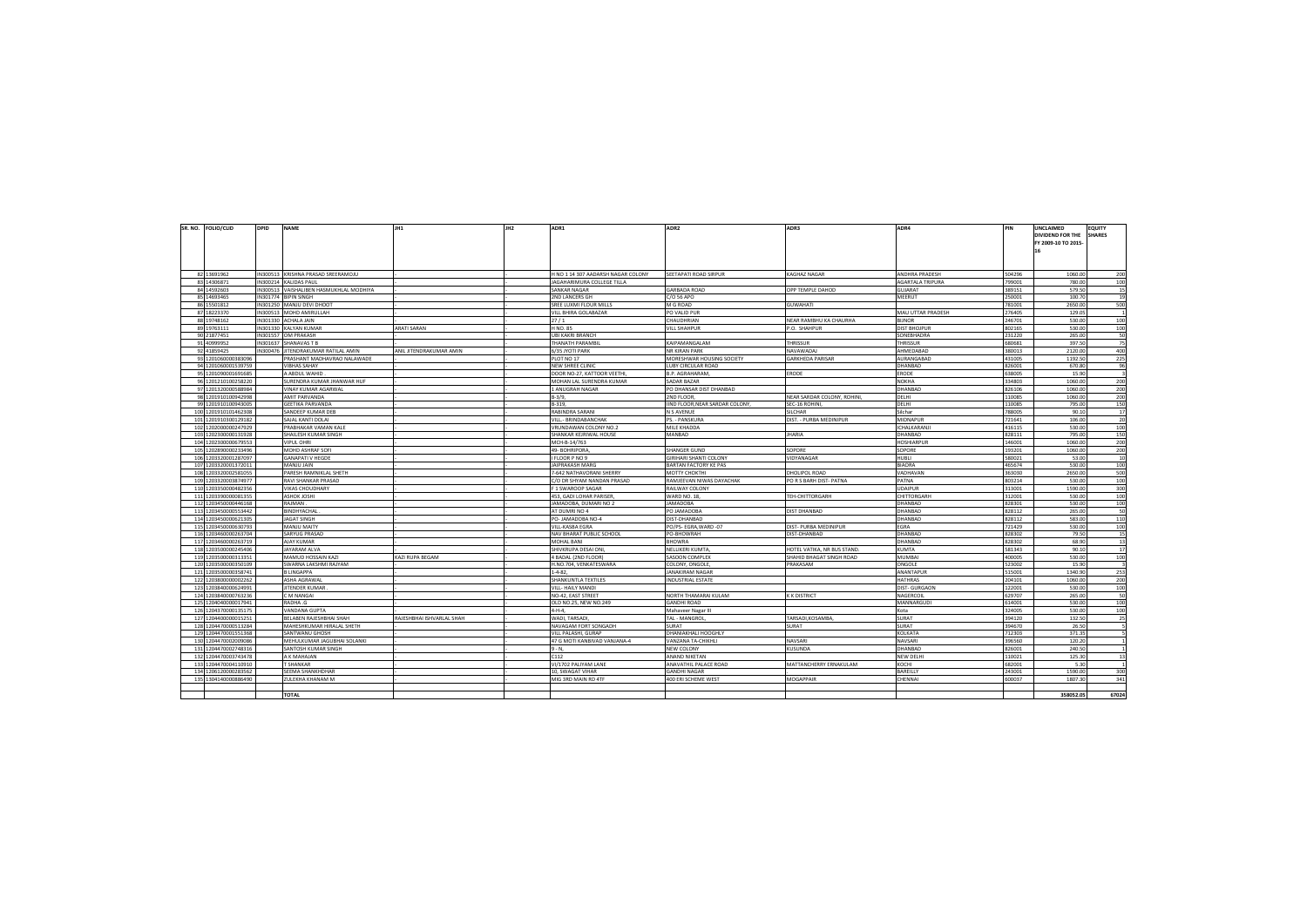| SR. NO. | FOLIO/CLID | DPID | NAME | JH1 | JH2 | ADR1 | ADR2 | ADR3 | ADR4 | PIN | UNCLAIMED DIVIDEND FOR THE FY 2009-10 TO 2015-16 | EQUITY SHARES |
|---|---|---|---|---|---|---|---|---|---|---|---|---|
| 82 | 13691962 | IN300513 | KRISHNA PRASAD SREERAMOJU | - | - | H NO 1 14 307 AADARSH NAGAR COLONY | SEETAPATI ROAD SIRPUR | KAGHAZ NAGAR | ANDHRA PRADESH | 504296 | 1060.00 | 200 |
| 83 | 14306871 | IN300214 | KALIDAS PAUL | - | - | JAGAHARIMURA COLLEGE TILLA | | | AGARTALA TRIPURA | 799001 | 780.00 | 100 |
| 84 | 14592603 | IN300513 | VAISHALIBEN HASMUKHLAL MODHIYA | - | - | SANKAR NAGAR | GARBADA ROAD | OPP TEMPLE DAHOD | GUJARAT | 389151 | 579.50 | 15 |
| 85 | 14693465 | IN301774 | BIPIN SINGH | - | - | 2ND LANCERS GH | C/O 56 APO | | MEERUT | 250001 | 100.70 | 19 |
| 86 | 15501812 | IN301250 | MANJU DEVI DHOOT | - | - | SREE LUXMI FLOUR MILLS | M G ROAD | GUWAHATI | | 781001 | 2650.00 | 500 |
| 87 | 18223370 | IN300513 | MOHD AMIRULLAH | - | - | VILL BHIRA GOLABAZAR | PO VALID PUR | | MAU UTTAR PRADESH | 276405 | 129.05 | 1 |
| 88 | 19748162 | IN301330 | ACHALA JAIN | - | - | 27 / 1 | CHAUDHRIAN | NEAR RAMBHU KA CHAURHA | BIJNOR | 246701 | 530.00 | 100 |
| 89 | 19763111 | IN301330 | KALYAN KUMAR | ARATI SARAN | - | H NO. 85 | VILL SHAHPUR | P.O.: SHAHPUR | DIST BHOJPUR | 802165 | 530.00 | 100 |
| 90 | 21877451 | IN301557 | OM PRAKASH | - | - | UBI KAKRI BRANCH | | | SONEBHADRA | 231220 | 265.00 | 50 |
| 91 | 40999952 | IN301637 | SHANAVAS T B | - | - | THANATH PARAMBIL | KAIPAMANGALAM | THRISSUR | THRISSUR | 680681 | 397.50 | 75 |
| 92 | 41859425 | IN300476 | JITENDRAKUMAR RATILAL AMIN | ANIL JITENDRAKUMAR AMIN | - | 6/35 JYOTI PARK | NR KIRAN PARK | NAVAWADAJ | AHMEDABAD | 380013 | 2120.00 | 400 |
| 93 | 1201060000383096 | | PRASHANT MADHAVRAO NALAWADE | - | - | PLOT NO 17 | MORESHWAR HOUSING SOCIETY | GARKHEDA PARISAR | AURANGABAD | 431005 | 1192.50 | 225 |
| 94 | 1201060001539759 | | VIBHAS SAHAY | - | - | NEW SHREE CLINIC | LUBY CIRCULAR ROAD | | DHANBAD | 826001 | 670.80 | 96 |
| 95 | 1201090001691685 | | A ABDUL WAHID . | - | - | DOOR NO-27, KATTOOR VEETHI, | B.P. AGRAHARAM, | ERODE | ERODE | 638005 | 15.90 | 3 |
| 96 | 1201210100258220 | | SURENDRA KUMAR JHANWAR HUF | - | - | MOHAN LAL SURENDRA KUMAR | SADAR BAZAR | | NOKHA | 334803 | 1060.00 | 200 |
| 97 | 1201320000588984 | | VINAY KUMAR AGARWAL | - | - | 1 ANUGRAH NAGAR | PO DHANSAR DIST DHANBAD | | DHANBAD | 826106 | 1060.00 | 200 |
| 98 | 1201910100942998 | | AMIT PARVANDA | - | - | B-3/9, | 2ND FLOOR, | NEAR SARDAR COLONY, ROHINI, | DELHI | 110085 | 1060.00 | 200 |
| 99 | 1201910100943005 | | GEETIKA PARVANDA | - | - | B-319, | IIND FLOOR,NEAR SARDAR COLONY, | SEC-16 ROHINI, | DELHI | 110085 | 795.00 | 150 |
| 100 | 1201910101462308 | | SANDEEP KUMAR DEB | - | - | RABINDRA SARANI | N S AVENUE | SILCHAR | Silchar | 788005 | 90.10 | 17 |
| 101 | 1201910300129182 | | SAJAL KANTI DOLAI | - | - | VILL.- BRINDABANCHAK | PS. - PANSKURA | DIST. - PURBA MEDINIPUR | MIDNAPUR | 721641 | 106.00 | 20 |
| 102 | 1202000000247929 | | PRABHAKAR VAMAN KALE | - | - | VRUNDAVAN COLONY NO.2 | MILE KHADDA | | ICHALKARANJI | 416115 | 530.00 | 100 |
| 103 | 1202300000131928 | | SHAILESH KUMAR SINGH | - | - | SHANKAR KEJRIWAL HOUSE | MANBAD | JHARIA | DHANBAD | 828111 | 795.00 | 150 |
| 104 | 1202300000679553 | | VIPUL OHRI | - | - | MCH-B-14/763 | | | HOSHIARPUR | 146001 | 1060.00 | 200 |
| 105 | 1202890000233496 | | MOHD ASHRAF SOFI | - | - | 49- BOHRIPORA, | SHANGER GUND | SOPORE | SOPORE | 193201 | 1060.00 | 200 |
| 106 | 1203320001287097 | | GANAPATI V HEGDE | - | - | I FLOOR P NO 9 | GIRIHARI SHANTI COLONY | VIDYANAGAR | HUBLI | 580021 | 53.00 | 10 |
| 107 | 1203320001372011 | | MANJU JAIN | - | - | JAIPRAKASH MARG | BARTAN FACTORY KE PAS | | BIADRA | 465674 | 530.00 | 100 |
| 108 | 1203320002581055 | | PARESH RAMNIKLAL SHETH | - | - | 7-642 NATHAVORANI SHERRY | MOTTY CHOKTHI | DHOLIPOL ROAD | VADHAVAN | 363030 | 2650.00 | 500 |
| 109 | 1203320003874977 | | RAVI SHANKAR PRASAD | - | - | C/O DR SHYAM NANDAN PRASAD | RAMJEEVAN NIWAS DAYACHAK | PO R S BARH DIST- PATNA | PATNA | 803214 | 530.00 | 100 |
| 110 | 1203350000482356 | | VIKAS CHOUDHARY | - | - | F 1 SWAROOP SAGAR | RAILWAY COLONY | | UDAIPUR | 313001 | 1590.00 | 300 |
| 111 | 1203390000081355 | | ASHOK JOSHI | - | - | 453, GADI LOHAR PARISER, | WARD NO. 18, | TEH-CHITTORGARH | CHITTORGARH | 312001 | 530.00 | 100 |
| 112 | 1203450000446168 | | RAJMANI . | - | - | JAMADOBA, DUMARI NO 2 | JAMADOBA | | DHANBAD | 828301 | 530.00 | 100 |
| 113 | 1203450000553442 | | BINDHYACHAL | - | - | AT DUMRI NO 4 | PO JAMADOBA | DIST DHANBAD | DHANBAD | 828112 | 265.00 | 50 |
| 114 | 1203450000621305 | | JAGAT SINGH | - | - | PO- JAMADOBA NO-4 | DIST-DHANBAD | | DHANBAD | 828112 | 583.00 | 110 |
| 115 | 1203450000630793 | | MANJU MAITY | - | - | VILL-KASBA EGRA | PO/PS- EGRA,WARD -07 | DIST- PURBA MEDINIPUR | EGRA | 721429 | 530.00 | 100 |
| 116 | 1203460000263704 | | SARYUG PRASAD | - | - | NAV BHARAT PUBLIC SCHOOL | PO-BHOWRAH | DIST-DHANBAD | DHANBAD | 828302 | 79.50 | 15 |
| 117 | 1203460000263719 | | AJAY KUMAR | - | - | MOHAL BANI | BHOWRA | | DHANBAD | 828302 | 68.90 | 13 |
| 118 | 1203500000245406 | | JAYARAM ALVA | - | - | SHIVKRUPA DESAI ONI, | NELLIKERI KUMTA, | HOTEL VATIKA, NR BUS STAND. | KUMTA | 581343 | 90.10 | 17 |
| 119 | 1203500000313351 | | MAMUD HOSSAIN KAZI | KAZI RUPA BEGAM | - | 4 BADAL (2ND FLOOR) | SASOON COMPLEX | SHAHID BHAGAT SINGH ROAD | MUMBAI | 400005 | 530.00 | 100 |
| 120 | 1203500000350109 | | SWARNA LAKSHMI RAJYAM | - | - | H.NO.704, VENKATESWARA | COLONY, ONGOLE, | PRAKASAM | ONGOLE | 523002 | 15.90 | 3 |
| 121 | 1203500000358741 | | B LINGAPPA | - | - | 1-4-82, | JANAKIRAM NAGAR | | ANANTAPUR | 515001 | 1340.90 | 253 |
| 122 | 1203800000002262 | | ASHA AGRAWAL | - | - | SHANKUNTLA TEXTILES | INDUSTRIAL ESTATE | | HATHRAS | 204101 | 1060.00 | 200 |
| 123 | 1203840000624991 | | JITENDER KUMAR . | - | - | VILL- HAILY MANDI | | | DIST- GURGAON | 122001 | 530.00 | 100 |
| 124 | 1203840000763236 | | C M NANGAI | - | - | NO-42, EAST STREET | NORTH THAMARAI KULAM | K K DISTRICT | NAGERCOIL | 629707 | 265.00 | 50 |
| 125 | 1204040000017941 | | RADHA .G | - | - | OLD NO.25, NEW NO.249 | GANDHI ROAD | | MANNARGUDI | 614001 | 530.00 | 100 |
| 126 | 1204370000135175 | | VANDANA GUPTA | - | - | 4-H-4, | Mahaveer Nagar III | | Kota | 324005 | 530.00 | 100 |
| 127 | 1204400000015251 | | BELABEN RAJESHBHAI SHAH | RAJESHBHAI ISHVARLAL SHAH | - | WADI, TARSADI, | TAL - MANGROL, | TARSADI,KOSAMBA, | SURAT | 394120 | 132.50 | 25 |
| 128 | 1204470000513284 | | MAHESHKUMAR HIRALAL SHETH | - | - | NAVAGAM FORT SONGADH | SURAT | SURAT | SURAT | 394670 | 26.50 | 5 |
| 129 | 1204470001551368 | | SANTWANU GHOSH | - | - | VILL PALASHI, GURAP | DHANIAKHALI HOOGHLY | | KOLKATA | 712303 | 371.35 | 5 |
| 130 | 1204470002009086 | | MEHULKUMAR JAGUBHAI SOLANKI | - | - | 47 G MOTI KANBIVAD VANJANA-4 | VANZANA TA-CHIKHLI | NAVSARI | NAVSARI | 396560 | 120.20 | 1 |
| 131 | 1204470002748316 | | SANTOSH KUMAR SINGH | - | - | 9 - N, | NEW COLONY | KUSUNDA | DHANBAD | 826001 | 240.50 | 1 |
| 132 | 1204470003743478 | | A K MAHAJAN | - | - | C112 | ANAND NIKETAN | | NEW DELHI | 110021 | 125.30 | 13 |
| 133 | 1204470004110910 | | T SHANKAR | - | - | VI/1702 PALIYAM LANE | ANAVATHIL PALACE ROAD | MATTANCHERRY ERNAKULAM | KOCHI | 682001 | 5.30 | 1 |
| 134 | 1206120000283562 | | SEEMA SHANKHDHAR | - | - | 10, SWAGAT VIHAR | GANDHI NAGAR | | BAREILLY | 243001 | 1590.00 | 300 |
| 135 | 1304140000886490 | | ZULEKHA KHANAM M | - | - | MIG 3RD MAIN RD 4TF | 400 ERI SCHEME WEST | MOGAPPAIR | CHENNAI | 600037 | 1807.30 | 341 |
| | | | **TOTAL** | | | | | | | | 358052.05 | 67024 |